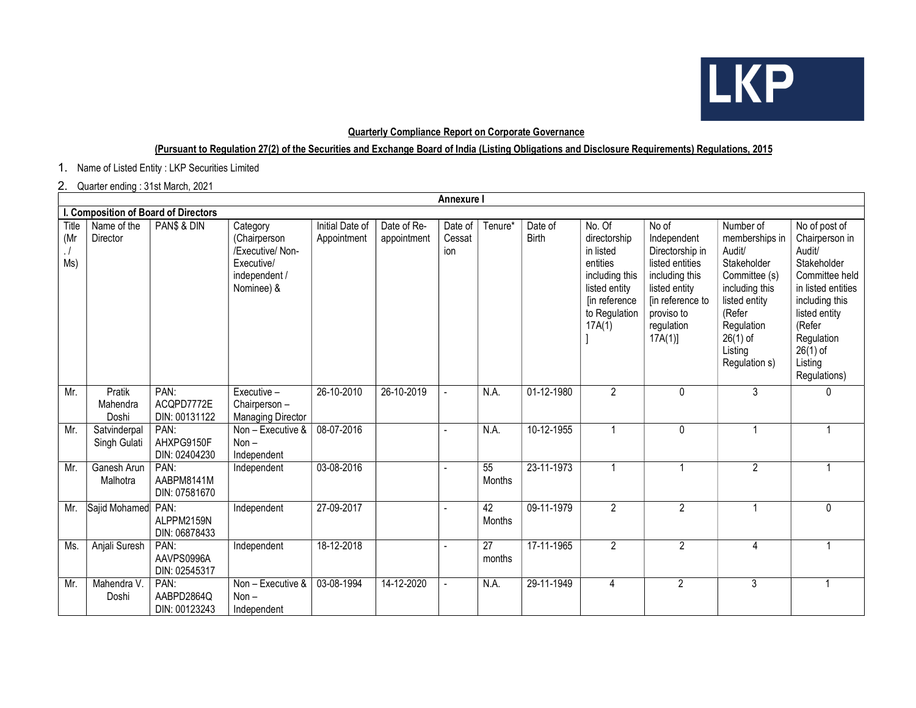LKP

**Quarterly Compliance Report on Corporate Governance**

**(Pursuant to Regulation 27(2) of the Securities and Exchange Board of India (Listing Obligations and Disclosure Requirements) Regulations, 2015**

1. Name of Listed Entity : LKP Securities Limited
2. Quarter ending : 31st March, 2021

**Annexure I**

**I. Composition of Board of Directors**

| Title (Mr./ Ms) | Name of the Director | PAN$ & DIN | Category (Chairperson /Executive/ Non-Executive/ independent / Nominee) & | Initial Date of Appointment | Date of Re-appointment | Date of Cessation | Tenure* | Date of Birth | No. Of directorship in listed entities including this listed entity [in reference to Regulation 17A(1) ] | No of Independent Directorship in listed entities including this listed entity [in reference to proviso to regulation 17A(1)] | Number of memberships in Audit/ Stakeholder Committee (s) including this listed entity (Refer Regulation 26(1) of Listing Regulation s) | No of post of Chairperson in Audit/ Stakeholder Committee held in listed entities including this listed entity (Refer Regulation 26(1) of Listing Regulations) |
|---|---|---|---|---|---|---|---|---|---|---|---|---|
| Mr. | Pratik Mahendra Doshi | PAN: ACQPD7772E DIN: 00131122 | Executive – Chairperson – Managing Director | 26-10-2010 | 26-10-2019 | - | N.A. | 01-12-1980 | 2 | 0 | 3 | 0 |
| Mr. | Satvinderpal Singh Gulati | PAN: AHXPG9150F DIN: 02404230 | Non – Executive & Non – Independent | 08-07-2016 | | - | N.A. | 10-12-1955 | 1 | 0 | 1 | 1 |
| Mr. | Ganesh Arun Malhotra | PAN: AABPM8141M DIN: 07581670 | Independent | 03-08-2016 | | - | 55 Months | 23-11-1973 | 1 | 1 | 2 | 1 |
| Mr. | Sajid Mohamed | PAN: ALPPM2159N DIN: 06878433 | Independent | 27-09-2017 | | - | 42 Months | 09-11-1979 | 2 | 2 | 1 | 0 |
| Ms. | Anjali Suresh | PAN: AAVPS0996A DIN: 02545317 | Independent | 18-12-2018 | | - | 27 months | 17-11-1965 | 2 | 2 | 4 | 1 |
| Mr. | Mahendra V. Doshi | PAN: AABPD2864Q DIN: 00123243 | Non – Executive & Non – Independent | 03-08-1994 | 14-12-2020 | - | N.A. | 29-11-1949 | 4 | 2 | 3 | 1 |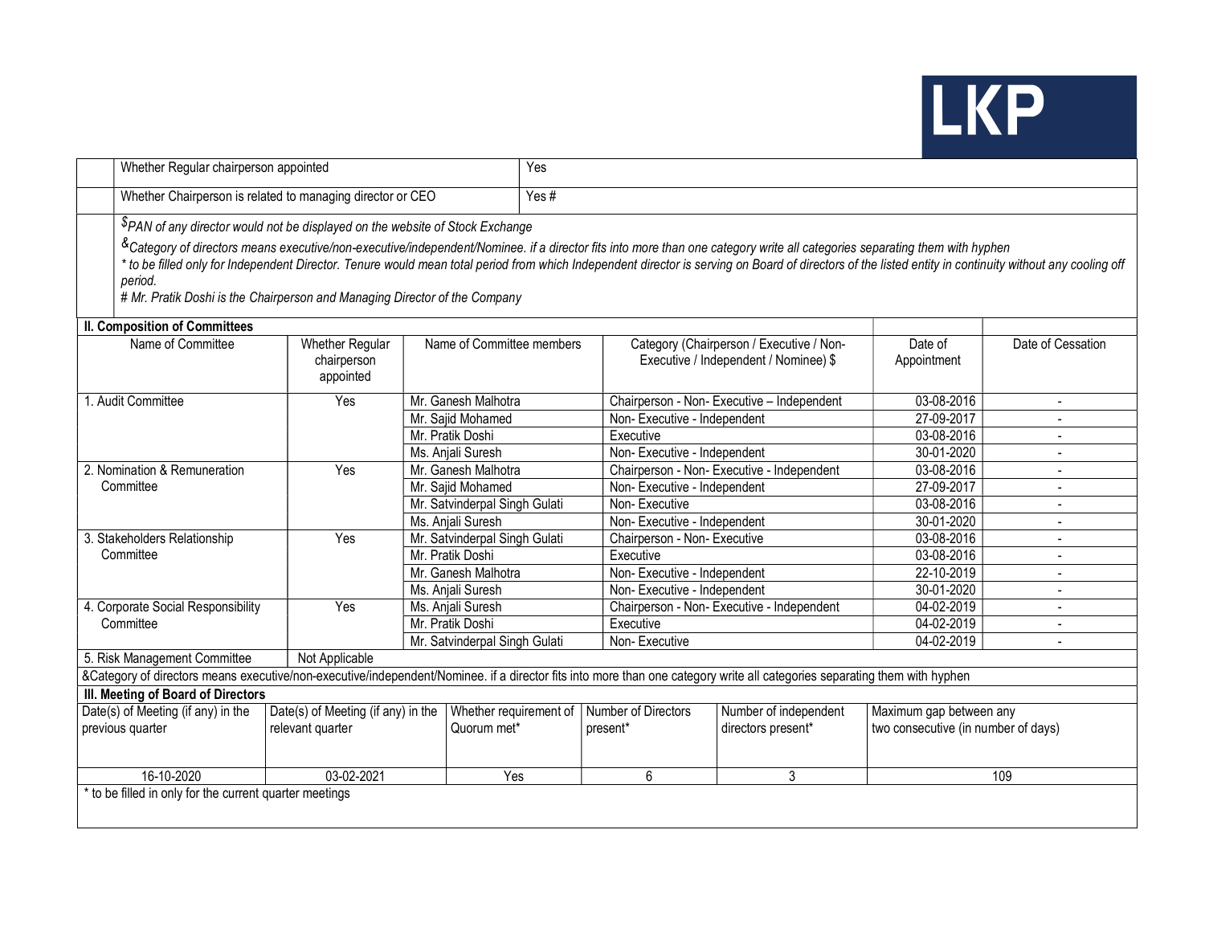| | Whether Regular chairperson appointed | Yes |
|---|---|---|
| | Whether Chairperson is related to managing director or CEO | Yes # |

*$PAN of any director would not be displayed on the website of Stock Exchange*

*&Category of directors means executive/non-executive/independent/Nominee. if a director fits into more than one category write all categories separating them with hyphen*

*\* to be filled only for Independent Director. Tenure would mean total period from which Independent director is serving on Board of directors of the listed entity in continuity without any cooling off period.*

*# Mr. Pratik Doshi is the Chairperson and Managing Director of the Company*

**II. Composition of Committees**

| Name of Committee | Whether Regular chairperson appointed | Name of Committee members | Category (Chairperson / Executive / Non-Executive / Independent / Nominee) $ | Date of Appointment | Date of Cessation |
|---|---|---|---|---|---|
| 1. Audit Committee | Yes | Mr. Ganesh Malhotra | Chairperson - Non- Executive – Independent | 03-08-2016 | - |
| | | Mr. Sajid Mohamed | Non- Executive - Independent | 27-09-2017 | - |
| | | Mr. Pratik Doshi | Executive | 03-08-2016 | - |
| | | Ms. Anjali Suresh | Non- Executive - Independent | 30-01-2020 | - |
| 2. Nomination & Remuneration Committee | Yes | Mr. Ganesh Malhotra | Chairperson - Non- Executive - Independent | 03-08-2016 | - |
| | | Mr. Sajid Mohamed | Non- Executive - Independent | 27-09-2017 | - |
| | | Mr. Satvinderpal Singh Gulati | Non- Executive | 03-08-2016 | - |
| | | Ms. Anjali Suresh | Non- Executive - Independent | 30-01-2020 | - |
| 3. Stakeholders Relationship Committee | Yes | Mr. Satvinderpal Singh Gulati | Chairperson - Non- Executive | 03-08-2016 | - |
| | | Mr. Pratik Doshi | Executive | 03-08-2016 | - |
| | | Mr. Ganesh Malhotra | Non- Executive - Independent | 22-10-2019 | - |
| | | Ms. Anjali Suresh | Non- Executive - Independent | 30-01-2020 | - |
| 4. Corporate Social Responsibility Committee | Yes | Ms. Anjali Suresh | Chairperson - Non- Executive - Independent | 04-02-2019 | - |
| | | Mr. Pratik Doshi | Executive | 04-02-2019 | - |
| | | Mr. Satvinderpal Singh Gulati | Non- Executive | 04-02-2019 | - |
| 5. Risk Management Committee | Not Applicable | | | | |

&Category of directors means executive/non-executive/independent/Nominee. if a director fits into more than one category write all categories separating them with hyphen

**III. Meeting of Board of Directors**

| Date(s) of Meeting (if any) in the previous quarter | Date(s) of Meeting (if any) in the relevant quarter | Whether requirement of Quorum met* | Number of Directors present* | Number of independent directors present* | Maximum gap between any two consecutive (in number of days) |
|---|---|---|---|---|---|
| 16-10-2020 | 03-02-2021 | Yes | 6 | 3 | 109 |

\* to be filled in only for the current quarter meetings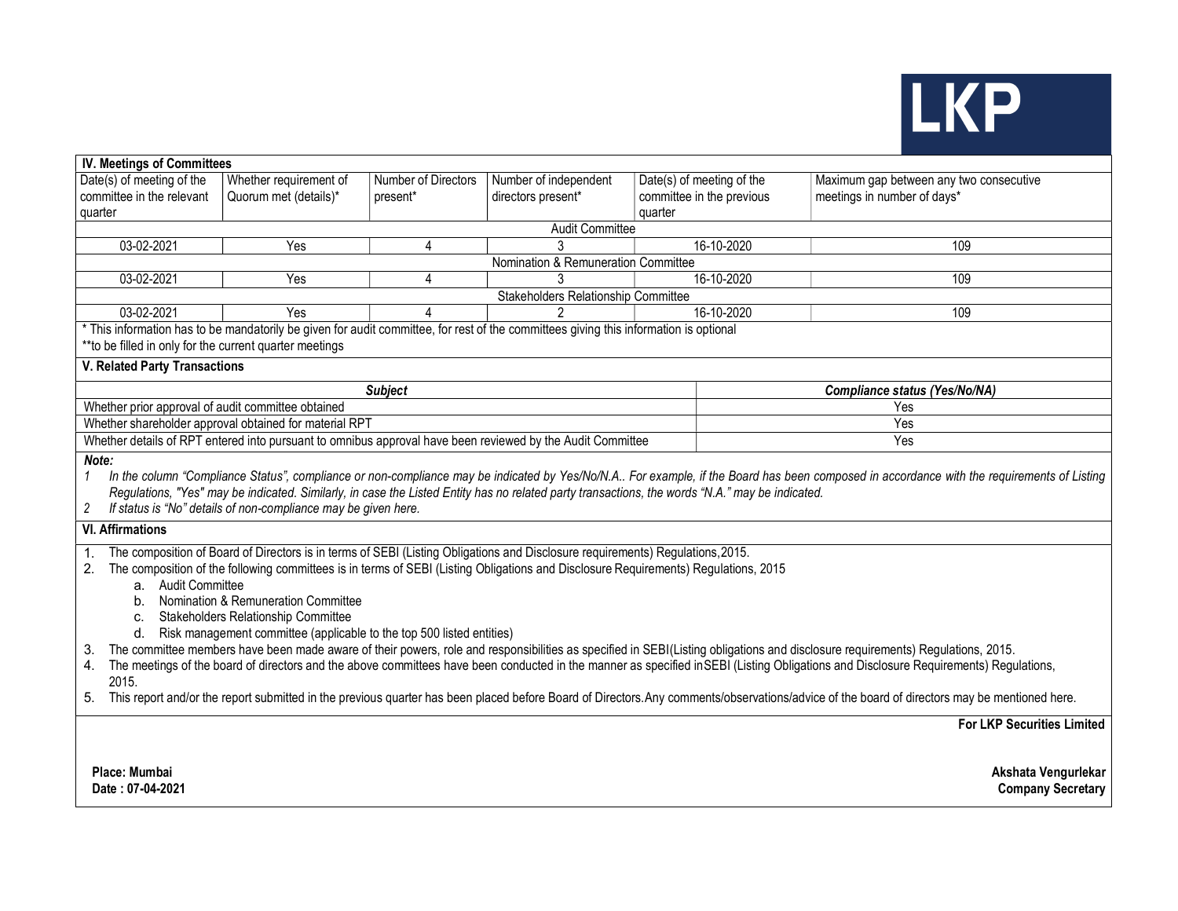LKP

## IV. Meetings of Committees

| Date(s) of meeting of the committee in the relevant quarter | Whether requirement of Quorum met (details)* | Number of Directors present* | Number of independent directors present* | Date(s) of meeting of the committee in the previous quarter | Maximum gap between any two consecutive meetings in number of days* |
|---|---|---|---|---|---|
| Audit Committee | | | | | |
| 03-02-2021 | Yes | 4 | 3 | 16-10-2020 | 109 |
| Nomination & Remuneration Committee | | | | | |
| 03-02-2021 | Yes | 4 | 3 | 16-10-2020 | 109 |
| Stakeholders Relationship Committee | | | | | |
| 03-02-2021 | Yes | 4 | 2 | 16-10-2020 | 109 |

\* This information has to be mandatorily be given for audit committee, for rest of the committees giving this information is optional

**to be filled in only for the current quarter meetings

## V. Related Party Transactions

| ***Subject*** | ***Compliance status (Yes/No/NA)*** |
|---|---|
| Whether prior approval of audit committee obtained | Yes |
| Whether shareholder approval obtained for material RPT | Yes |
| Whether details of RPT entered into pursuant to omnibus approval have been reviewed by the Audit Committee | Yes |

***Note:***

1. *In the column "Compliance Status", compliance or non-compliance may be indicated by Yes/No/N.A.. For example, if the Board has been composed in accordance with the requirements of Listing Regulations, "Yes" may be indicated. Similarly, in case the Listed Entity has no related party transactions, the words "N.A." may be indicated.*
2. *If status is "No" details of non-compliance may be given here.*

## VI. Affirmations

1. The composition of Board of Directors is in terms of SEBI (Listing Obligations and Disclosure requirements) Regulations,2015.
2. The composition of the following committees is in terms of SEBI (Listing Obligations and Disclosure Requirements) Regulations, 2015
   a. Audit Committee
   b. Nomination & Remuneration Committee
   c. Stakeholders Relationship Committee
   d. Risk management committee (applicable to the top 500 listed entities)
3. The committee members have been made aware of their powers, role and responsibilities as specified in SEBI(Listing obligations and disclosure requirements) Regulations, 2015.
4. The meetings of the board of directors and the above committees have been conducted in the manner as specified inSEBI (Listing Obligations and Disclosure Requirements) Regulations, 2015.
5. This report and/or the report submitted in the previous quarter has been placed before Board of Directors.Any comments/observations/advice of the board of directors may be mentioned here.

**For LKP Securities Limited**

**Place: Mumbai**
**Date : 07-04-2021**

**Akshata Vengurlekar**
**Company Secretary**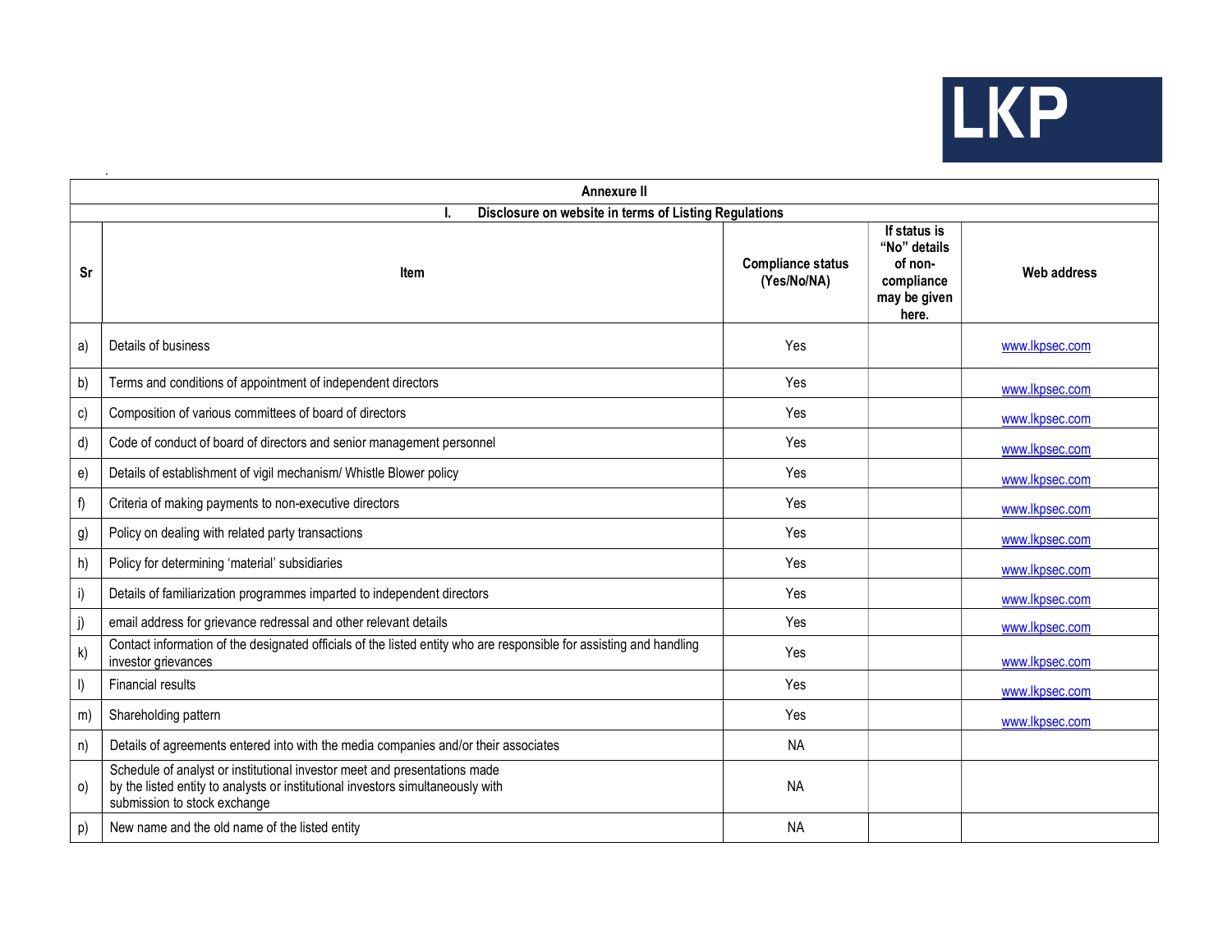| Annexure II | | | | |
|---|---|---|---|---|
| **I. Disclosure on website in terms of Listing Regulations** | | | | |
| **Sr** | **Item** | **Compliance status (Yes/No/NA)** | **If status is "No" details of non-compliance may be given here.** | **Web address** |
| a) | Details of business | Yes | | www.lkpsec.com |
| b) | Terms and conditions of appointment of independent directors | Yes | | www.lkpsec.com |
| c) | Composition of various committees of board of directors | Yes | | www.lkpsec.com |
| d) | Code of conduct of board of directors and senior management personnel | Yes | | www.lkpsec.com |
| e) | Details of establishment of vigil mechanism/ Whistle Blower policy | Yes | | www.lkpsec.com |
| f) | Criteria of making payments to non-executive directors | Yes | | www.lkpsec.com |
| g) | Policy on dealing with related party transactions | Yes | | www.lkpsec.com |
| h) | Policy for determining 'material' subsidiaries | Yes | | www.lkpsec.com |
| i) | Details of familiarization programmes imparted to independent directors | Yes | | www.lkpsec.com |
| j) | email address for grievance redressal and other relevant details | Yes | | www.lkpsec.com |
| k) | Contact information of the designated officials of the listed entity who are responsible for assisting and handling investor grievances | Yes | | www.lkpsec.com |
| l) | Financial results | Yes | | www.lkpsec.com |
| m) | Shareholding pattern | Yes | | www.lkpsec.com |
| n) | Details of agreements entered into with the media companies and/or their associates | NA | | |
| o) | Schedule of analyst or institutional investor meet and presentations made by the listed entity to analysts or institutional investors simultaneously with submission to stock exchange | NA | | |
| p) | New name and the old name of the listed entity | NA | | |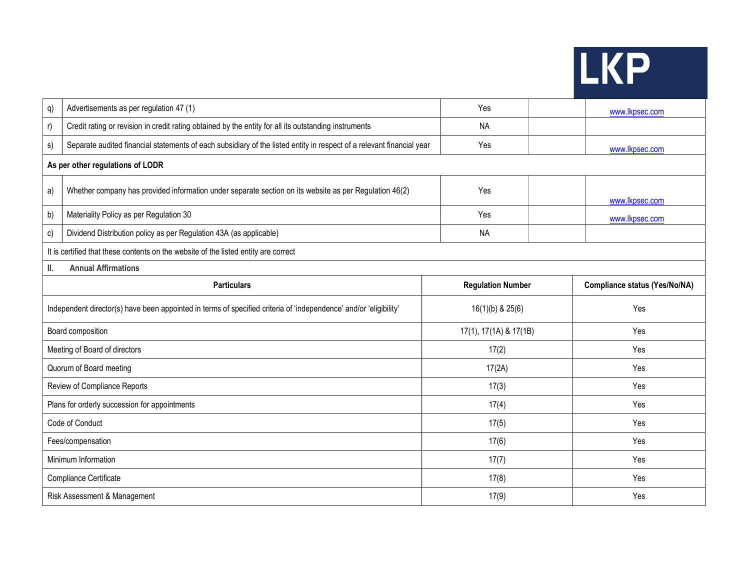| | | | | |
|---|---|---|---|---|
| q) | Advertisements as per regulation 47 (1) | Yes | | www.lkpsec.com |
| r) | Credit rating or revision in credit rating obtained by the entity for all its outstanding instruments | NA | | |
| s) | Separate audited financial statements of each subsidiary of the listed entity in respect of a relevant financial year | Yes | | www.lkpsec.com |
| **As per other regulations of LODR** | | | | |
| a) | Whether company has provided information under separate section on its website as per Regulation 46(2) | Yes | | www.lkpsec.com |
| b) | Materiality Policy as per Regulation 30 | Yes | | www.lkpsec.com |
| c) | Dividend Distribution policy as per Regulation 43A (as applicable) | NA | | |

It is certified that these contents on the website of the listed entity are correct

**II. Annual Affirmations**

| Particulars | Regulation Number | Compliance status (Yes/No/NA) |
|---|---|---|
| Independent director(s) have been appointed in terms of specified criteria of 'independence' and/or 'eligibility' | 16(1)(b) & 25(6) | Yes |
| Board composition | 17(1), 17(1A) & 17(1B) | Yes |
| Meeting of Board of directors | 17(2) | Yes |
| Quorum of Board meeting | 17(2A) | Yes |
| Review of Compliance Reports | 17(3) | Yes |
| Plans for orderly succession for appointments | 17(4) | Yes |
| Code of Conduct | 17(5) | Yes |
| Fees/compensation | 17(6) | Yes |
| Minimum Information | 17(7) | Yes |
| Compliance Certificate | 17(8) | Yes |
| Risk Assessment & Management | 17(9) | Yes |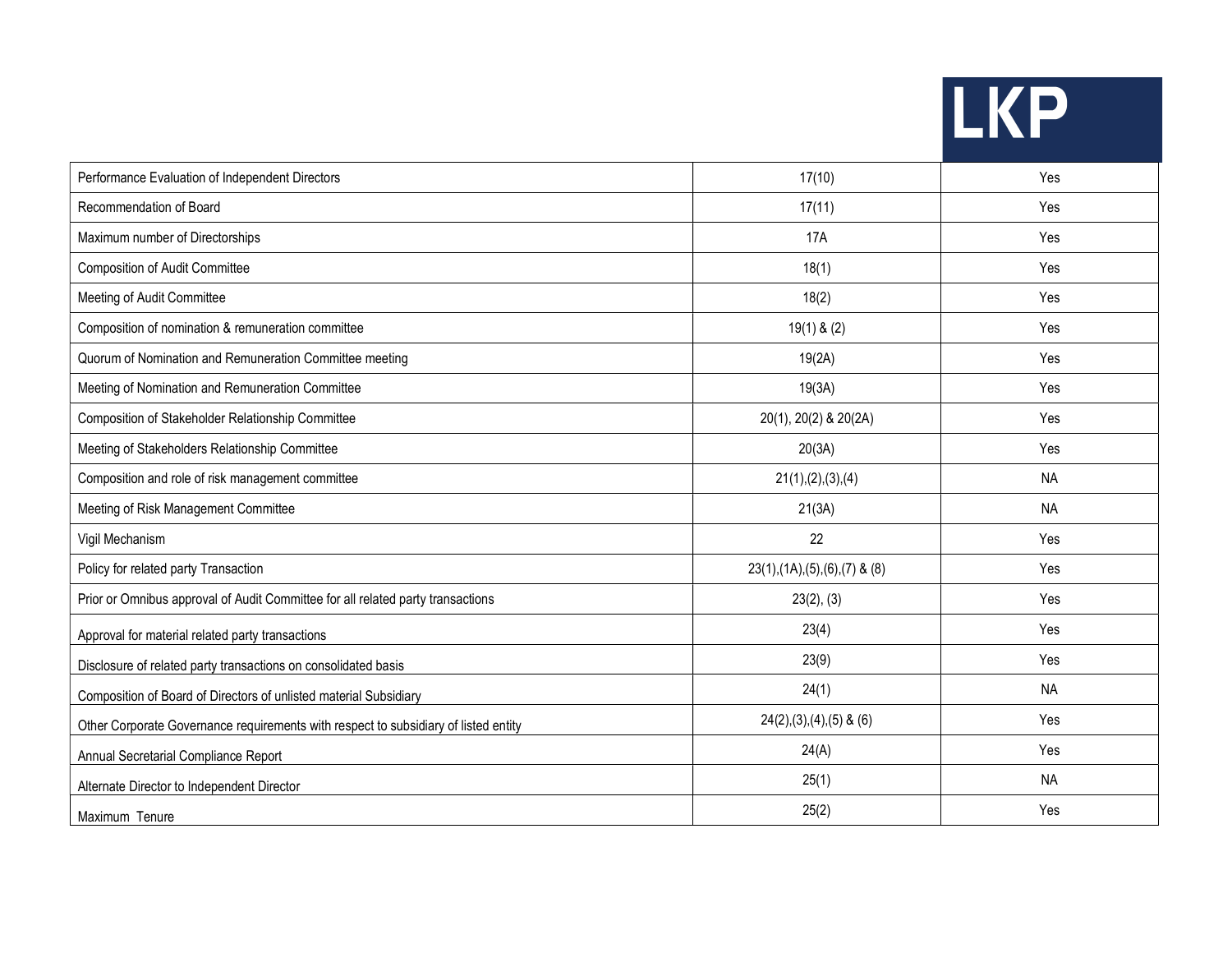| Performance Evaluation of Independent Directors | 17(10) | Yes |
|---|---|---|
| Recommendation of Board | 17(11) | Yes |
| Maximum number of Directorships | 17A | Yes |
| Composition of Audit Committee | 18(1) | Yes |
| Meeting of Audit Committee | 18(2) | Yes |
| Composition of nomination & remuneration committee | 19(1) & (2) | Yes |
| Quorum of Nomination and Remuneration Committee meeting | 19(2A) | Yes |
| Meeting of Nomination and Remuneration Committee | 19(3A) | Yes |
| Composition of Stakeholder Relationship Committee | 20(1), 20(2) & 20(2A) | Yes |
| Meeting of Stakeholders Relationship Committee | 20(3A) | Yes |
| Composition and role of risk management committee | 21(1),(2),(3),(4) | NA |
| Meeting of Risk Management Committee | 21(3A) | NA |
| Vigil Mechanism | 22 | Yes |
| Policy for related party Transaction | 23(1),(1A),(5),(6),(7) & (8) | Yes |
| Prior or Omnibus approval of Audit Committee for all related party transactions | 23(2), (3) | Yes |
| Approval for material related party transactions | 23(4) | Yes |
| Disclosure of related party transactions on consolidated basis | 23(9) | Yes |
| Composition of Board of Directors of unlisted material Subsidiary | 24(1) | NA |
| Other Corporate Governance requirements with respect to subsidiary of listed entity | 24(2),(3),(4),(5) & (6) | Yes |
| Annual Secretarial Compliance Report | 24(A) | Yes |
| Alternate Director to Independent Director | 25(1) | NA |
| Maximum Tenure | 25(2) | Yes |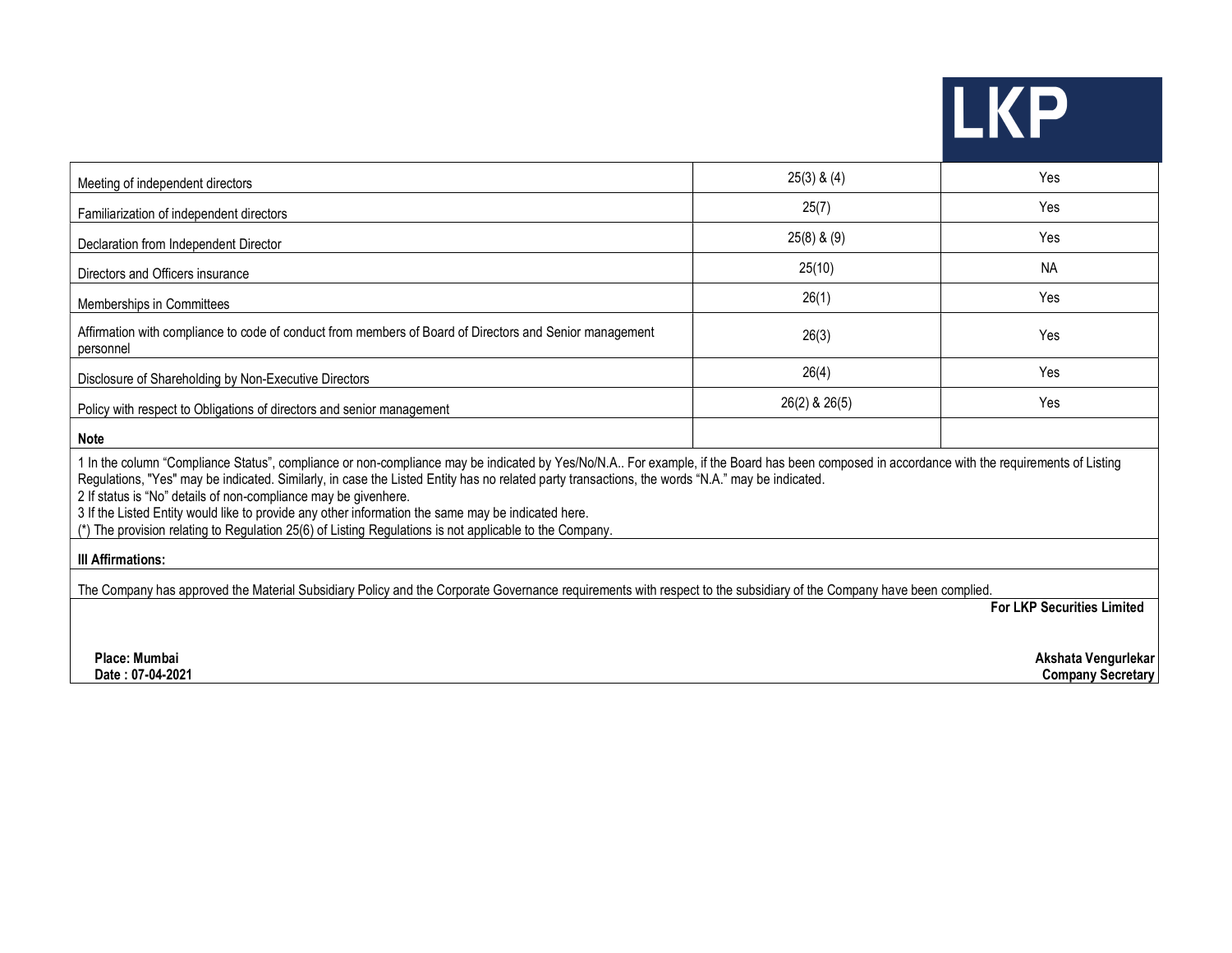LKP

| | | |
|---|---|---|
| Meeting of independent directors | 25(3) & (4) | Yes |
| Familiarization of independent directors | 25(7) | Yes |
| Declaration from Independent Director | 25(8) & (9) | Yes |
| Directors and Officers insurance | 25(10) | NA |
| Memberships in Committees | 26(1) | Yes |
| Affirmation with compliance to code of conduct from members of Board of Directors and Senior management personnel | 26(3) | Yes |
| Disclosure of Shareholding by Non-Executive Directors | 26(4) | Yes |
| Policy with respect to Obligations of directors and senior management | 26(2) & 26(5) | Yes |
| **Note** | | |

1 In the column "Compliance Status", compliance or non-compliance may be indicated by Yes/No/N.A.. For example, if the Board has been composed in accordance with the requirements of Listing Regulations, "Yes" may be indicated. Similarly, in case the Listed Entity has no related party transactions, the words "N.A." may be indicated.
2 If status is "No" details of non-compliance may be givenhere.
3 If the Listed Entity would like to provide any other information the same may be indicated here.
(*) The provision relating to Regulation 25(6) of Listing Regulations is not applicable to the Company.

**III Affirmations:**

The Company has approved the Material Subsidiary Policy and the Corporate Governance requirements with respect to the subsidiary of the Company have been complied.

**For LKP Securities Limited**

**Place: Mumbai**
**Date : 07-04-2021**

**Akshata Vengurlekar**
**Company Secretary**